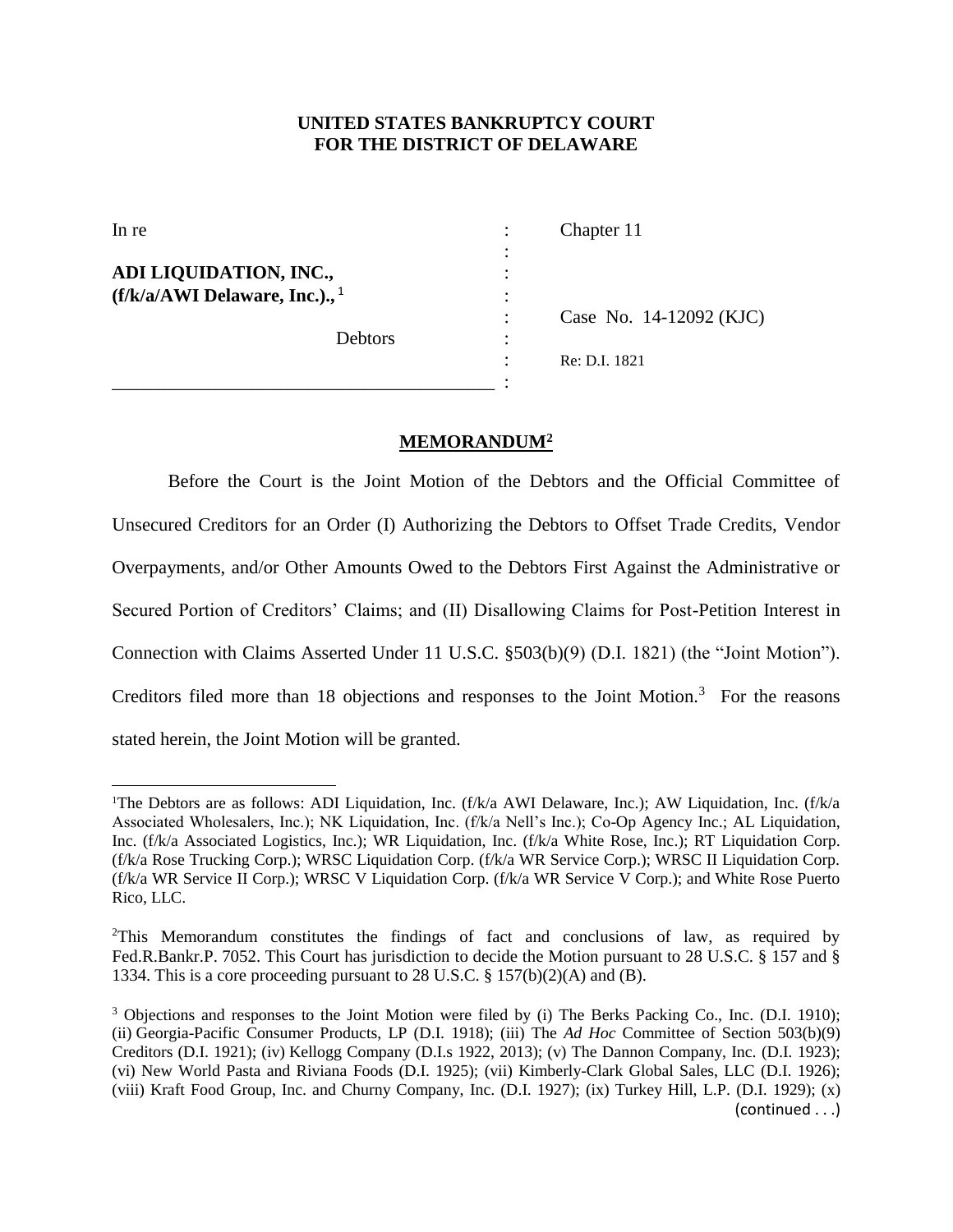**UNITED STATES BANKRUPTCY COURT**
**FOR THE DISTRICT OF DELAWARE**

In re : Chapter 11

**ADI LIQUIDATION, INC., (f/k/a/AWI Delaware, Inc.).,** [1]

Debtors

Case No. 14-12092 (KJC)

Re: D.I. 1821

## MEMORANDUM[2]

Before the Court is the Joint Motion of the Debtors and the Official Committee of Unsecured Creditors for an Order (I) Authorizing the Debtors to Offset Trade Credits, Vendor Overpayments, and/or Other Amounts Owed to the Debtors First Against the Administrative or Secured Portion of Creditors' Claims; and (II) Disallowing Claims for Post-Petition Interest in Connection with Claims Asserted Under 11 U.S.C. §503(b)(9) (D.I. 1821) (the "Joint Motion"). Creditors filed more than 18 objections and responses to the Joint Motion.[3] For the reasons stated herein, the Joint Motion will be granted.

---

[1]The Debtors are as follows: ADI Liquidation, Inc. (f/k/a AWI Delaware, Inc.); AW Liquidation, Inc. (f/k/a Associated Wholesalers, Inc.); NK Liquidation, Inc. (f/k/a Nell's Inc.); Co-Op Agency Inc.; AL Liquidation, Inc. (f/k/a Associated Logistics, Inc.); WR Liquidation, Inc. (f/k/a White Rose, Inc.); RT Liquidation Corp. (f/k/a Rose Trucking Corp.); WRSC Liquidation Corp. (f/k/a WR Service Corp.); WRSC II Liquidation Corp. (f/k/a WR Service II Corp.); WRSC V Liquidation Corp. (f/k/a WR Service V Corp.); and White Rose Puerto Rico, LLC.

[2]This Memorandum constitutes the findings of fact and conclusions of law, as required by Fed.R.Bankr.P. 7052. This Court has jurisdiction to decide the Motion pursuant to 28 U.S.C. § 157 and § 1334. This is a core proceeding pursuant to 28 U.S.C. § 157(b)(2)(A) and (B).

[3] Objections and responses to the Joint Motion were filed by (i) The Berks Packing Co., Inc. (D.I. 1910); (ii) Georgia-Pacific Consumer Products, LP (D.I. 1918); (iii) The *Ad Hoc* Committee of Section 503(b)(9) Creditors (D.I. 1921); (iv) Kellogg Company (D.I.s 1922, 2013); (v) The Dannon Company, Inc. (D.I. 1923); (vi) New World Pasta and Riviana Foods (D.I. 1925); (vii) Kimberly-Clark Global Sales, LLC (D.I. 1926); (viii) Kraft Food Group, Inc. and Churny Company, Inc. (D.I. 1927); (ix) Turkey Hill, L.P. (D.I. 1929); (x) (continued . . .)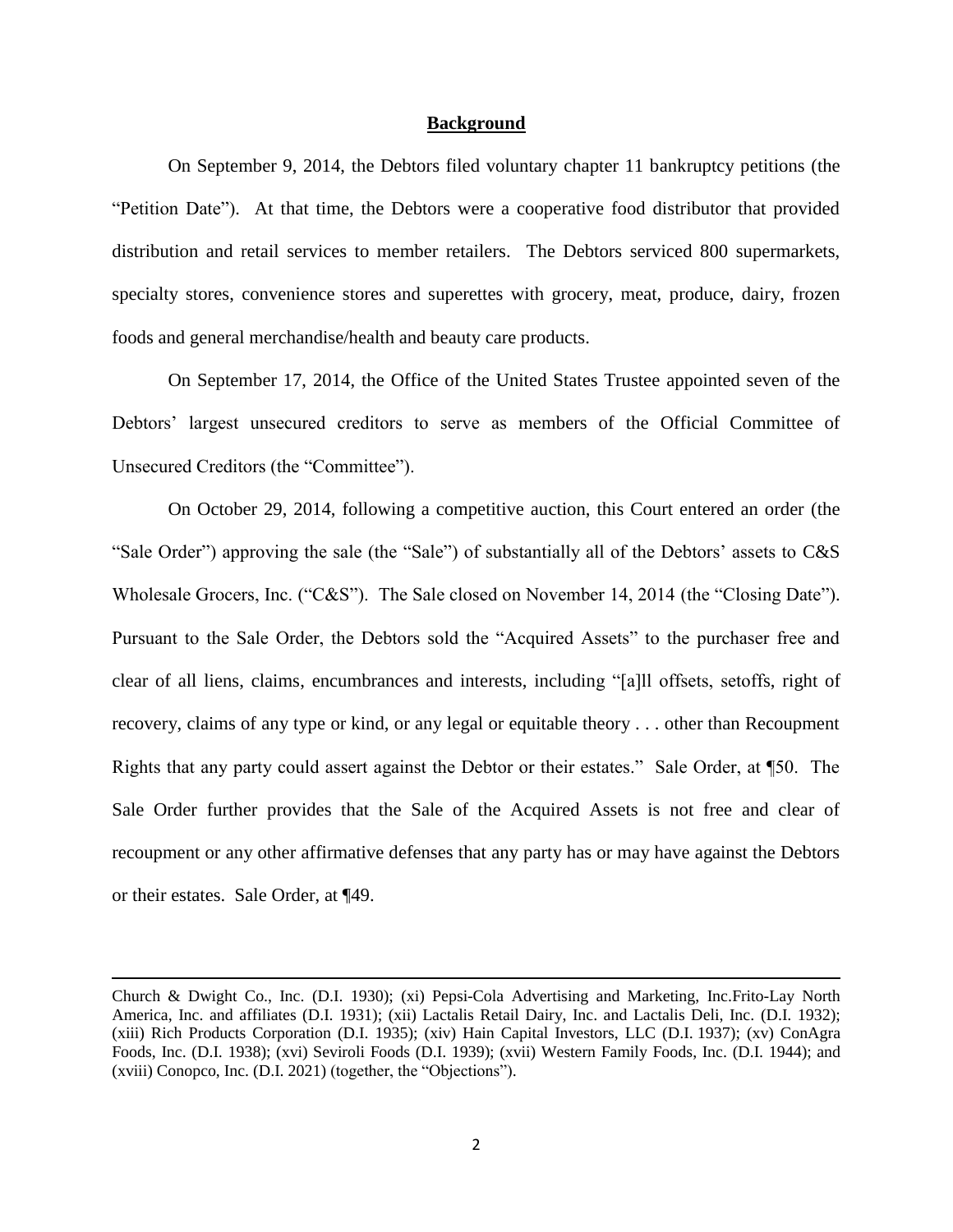## Background

On September 9, 2014, the Debtors filed voluntary chapter 11 bankruptcy petitions (the "Petition Date"). At that time, the Debtors were a cooperative food distributor that provided distribution and retail services to member retailers. The Debtors serviced 800 supermarkets, specialty stores, convenience stores and superettes with grocery, meat, produce, dairy, frozen foods and general merchandise/health and beauty care products.

On September 17, 2014, the Office of the United States Trustee appointed seven of the Debtors' largest unsecured creditors to serve as members of the Official Committee of Unsecured Creditors (the "Committee").

On October 29, 2014, following a competitive auction, this Court entered an order (the "Sale Order") approving the sale (the "Sale") of substantially all of the Debtors' assets to C&S Wholesale Grocers, Inc. ("C&S"). The Sale closed on November 14, 2014 (the "Closing Date"). Pursuant to the Sale Order, the Debtors sold the "Acquired Assets" to the purchaser free and clear of all liens, claims, encumbrances and interests, including "[a]ll offsets, setoffs, right of recovery, claims of any type or kind, or any legal or equitable theory . . . other than Recoupment Rights that any party could assert against the Debtor or their estates." Sale Order, at ¶50. The Sale Order further provides that the Sale of the Acquired Assets is not free and clear of recoupment or any other affirmative defenses that any party has or may have against the Debtors or their estates. Sale Order, at ¶49.

---

Church & Dwight Co., Inc. (D.I. 1930); (xi) Pepsi-Cola Advertising and Marketing, Inc.Frito-Lay North America, Inc. and affiliates (D.I. 1931); (xii) Lactalis Retail Dairy, Inc. and Lactalis Deli, Inc. (D.I. 1932); (xiii) Rich Products Corporation (D.I. 1935); (xiv) Hain Capital Investors, LLC (D.I. 1937); (xv) ConAgra Foods, Inc. (D.I. 1938); (xvi) Seviroli Foods (D.I. 1939); (xvii) Western Family Foods, Inc. (D.I. 1944); and (xviii) Conopco, Inc. (D.I. 2021) (together, the "Objections").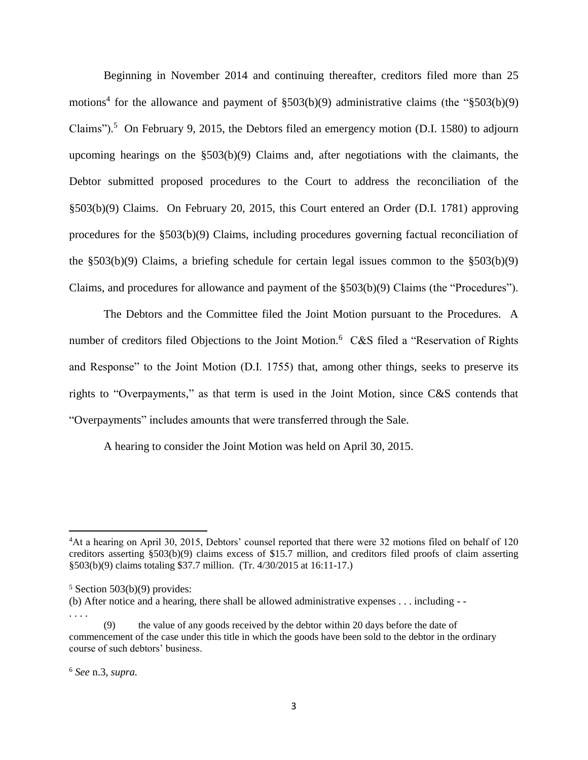Beginning in November 2014 and continuing thereafter, creditors filed more than 25 motions[4] for the allowance and payment of §503(b)(9) administrative claims (the "§503(b)(9) Claims").[5] On February 9, 2015, the Debtors filed an emergency motion (D.I. 1580) to adjourn upcoming hearings on the §503(b)(9) Claims and, after negotiations with the claimants, the Debtor submitted proposed procedures to the Court to address the reconciliation of the §503(b)(9) Claims. On February 20, 2015, this Court entered an Order (D.I. 1781) approving procedures for the §503(b)(9) Claims, including procedures governing factual reconciliation of the §503(b)(9) Claims, a briefing schedule for certain legal issues common to the §503(b)(9) Claims, and procedures for allowance and payment of the §503(b)(9) Claims (the "Procedures").

The Debtors and the Committee filed the Joint Motion pursuant to the Procedures. A number of creditors filed Objections to the Joint Motion.[6] C&S filed a "Reservation of Rights and Response" to the Joint Motion (D.I. 1755) that, among other things, seeks to preserve its rights to "Overpayments," as that term is used in the Joint Motion, since C&S contends that "Overpayments" includes amounts that were transferred through the Sale.

A hearing to consider the Joint Motion was held on April 30, 2015.

---

[4]At a hearing on April 30, 2015, Debtors' counsel reported that there were 32 motions filed on behalf of 120 creditors asserting §503(b)(9) claims excess of $15.7 million, and creditors filed proofs of claim asserting §503(b)(9) claims totaling $37.7 million. (Tr. 4/30/2015 at 16:11-17.)

[5] Section 503(b)(9) provides:
(b) After notice and a hearing, there shall be allowed administrative expenses . . . including - -
. . . .
(9) the value of any goods received by the debtor within 20 days before the date of commencement of the case under this title in which the goods have been sold to the debtor in the ordinary course of such debtors' business.

[6] *See* n.3, *supra.*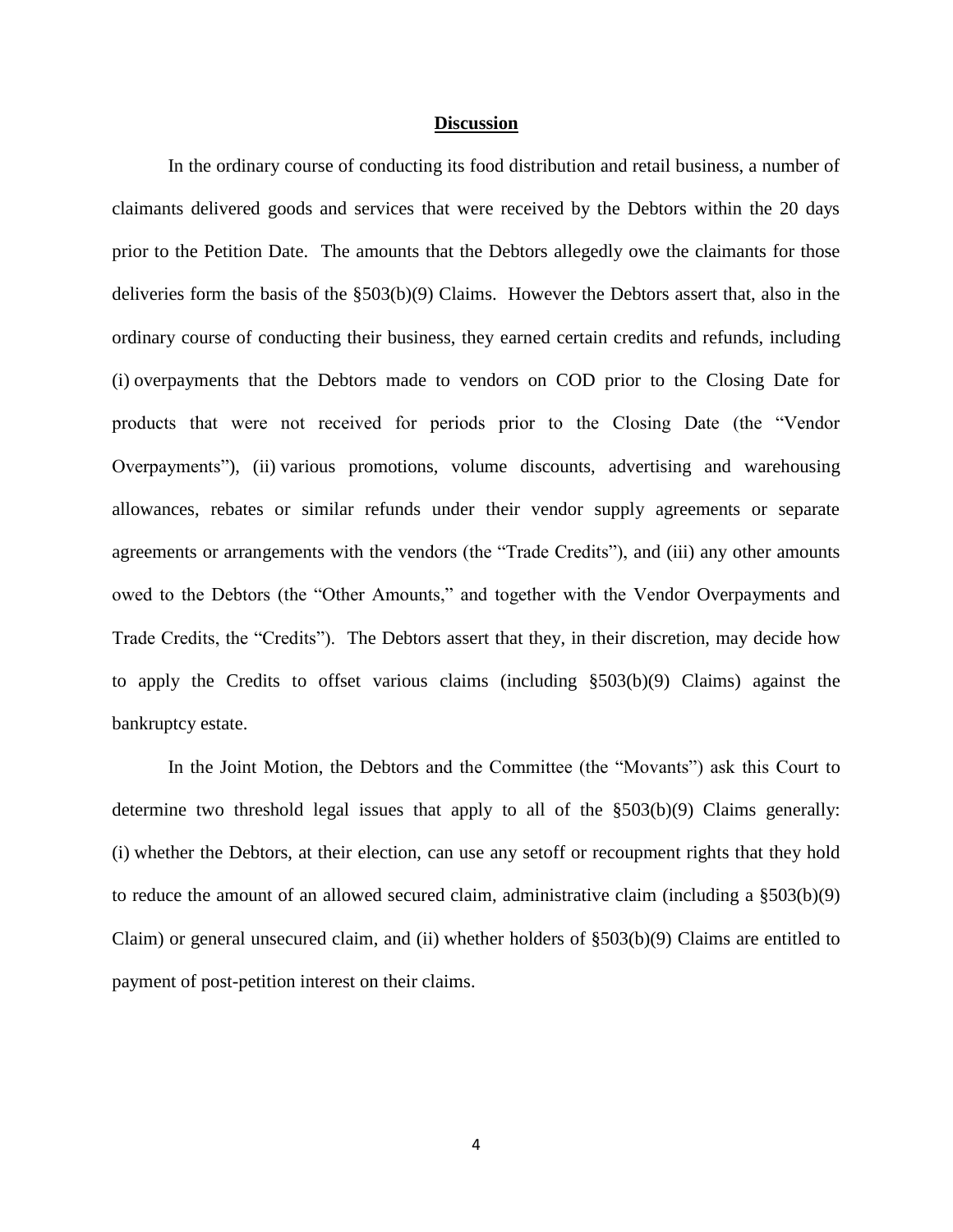## Discussion

In the ordinary course of conducting its food distribution and retail business, a number of claimants delivered goods and services that were received by the Debtors within the 20 days prior to the Petition Date. The amounts that the Debtors allegedly owe the claimants for those deliveries form the basis of the §503(b)(9) Claims. However the Debtors assert that, also in the ordinary course of conducting their business, they earned certain credits and refunds, including (i) overpayments that the Debtors made to vendors on COD prior to the Closing Date for products that were not received for periods prior to the Closing Date (the "Vendor Overpayments"), (ii) various promotions, volume discounts, advertising and warehousing allowances, rebates or similar refunds under their vendor supply agreements or separate agreements or arrangements with the vendors (the "Trade Credits"), and (iii) any other amounts owed to the Debtors (the "Other Amounts," and together with the Vendor Overpayments and Trade Credits, the "Credits"). The Debtors assert that they, in their discretion, may decide how to apply the Credits to offset various claims (including §503(b)(9) Claims) against the bankruptcy estate.

In the Joint Motion, the Debtors and the Committee (the "Movants") ask this Court to determine two threshold legal issues that apply to all of the §503(b)(9) Claims generally: (i) whether the Debtors, at their election, can use any setoff or recoupment rights that they hold to reduce the amount of an allowed secured claim, administrative claim (including a §503(b)(9) Claim) or general unsecured claim, and (ii) whether holders of §503(b)(9) Claims are entitled to payment of post-petition interest on their claims.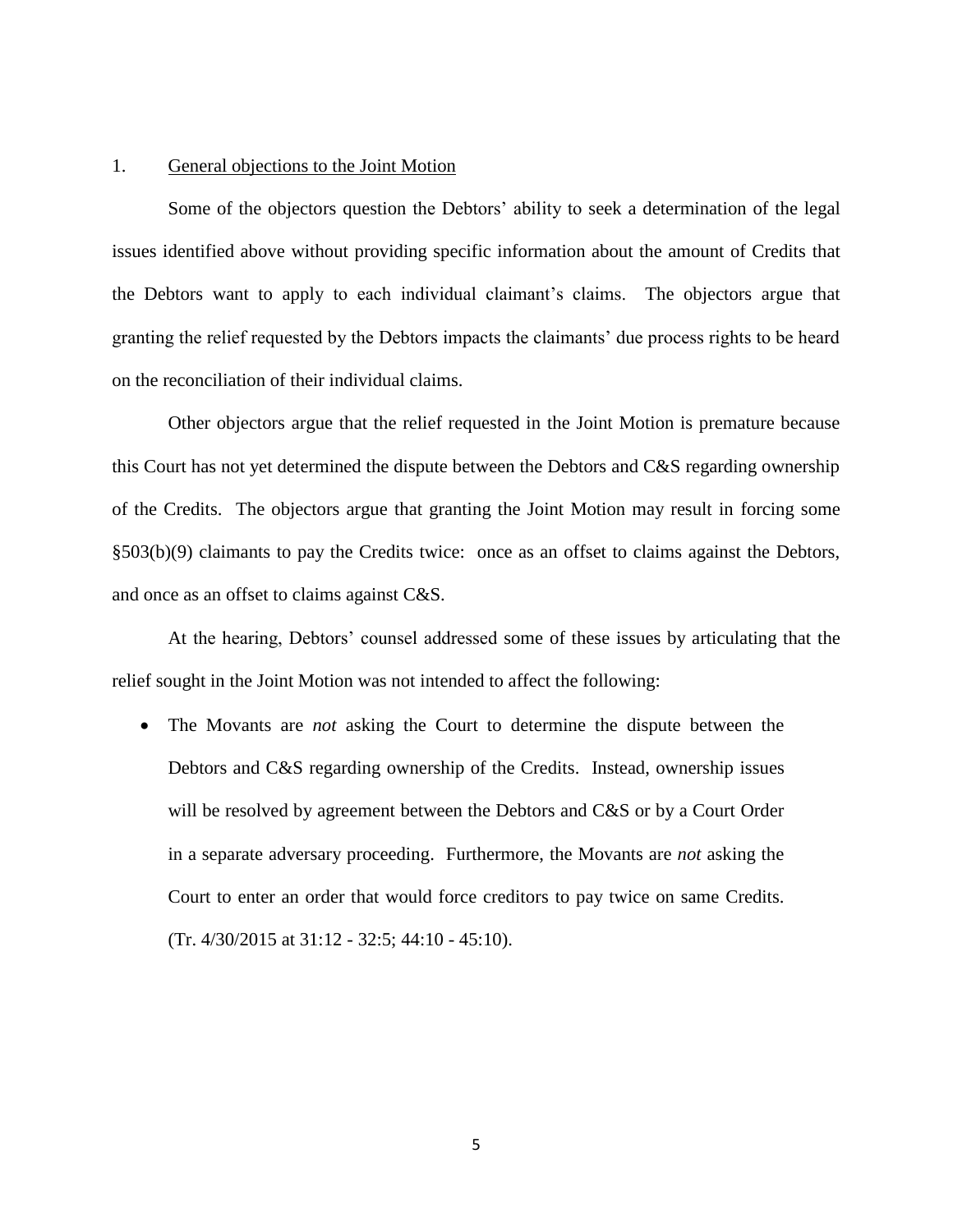1. <u>General objections to the Joint Motion</u>

Some of the objectors question the Debtors' ability to seek a determination of the legal issues identified above without providing specific information about the amount of Credits that the Debtors want to apply to each individual claimant's claims. The objectors argue that granting the relief requested by the Debtors impacts the claimants' due process rights to be heard on the reconciliation of their individual claims.

Other objectors argue that the relief requested in the Joint Motion is premature because this Court has not yet determined the dispute between the Debtors and C&S regarding ownership of the Credits. The objectors argue that granting the Joint Motion may result in forcing some §503(b)(9) claimants to pay the Credits twice: once as an offset to claims against the Debtors, and once as an offset to claims against C&S.

At the hearing, Debtors' counsel addressed some of these issues by articulating that the relief sought in the Joint Motion was not intended to affect the following:

- The Movants are *not* asking the Court to determine the dispute between the Debtors and C&S regarding ownership of the Credits. Instead, ownership issues will be resolved by agreement between the Debtors and C&S or by a Court Order in a separate adversary proceeding. Furthermore, the Movants are *not* asking the Court to enter an order that would force creditors to pay twice on same Credits. (Tr. 4/30/2015 at 31:12 - 32:5; 44:10 - 45:10).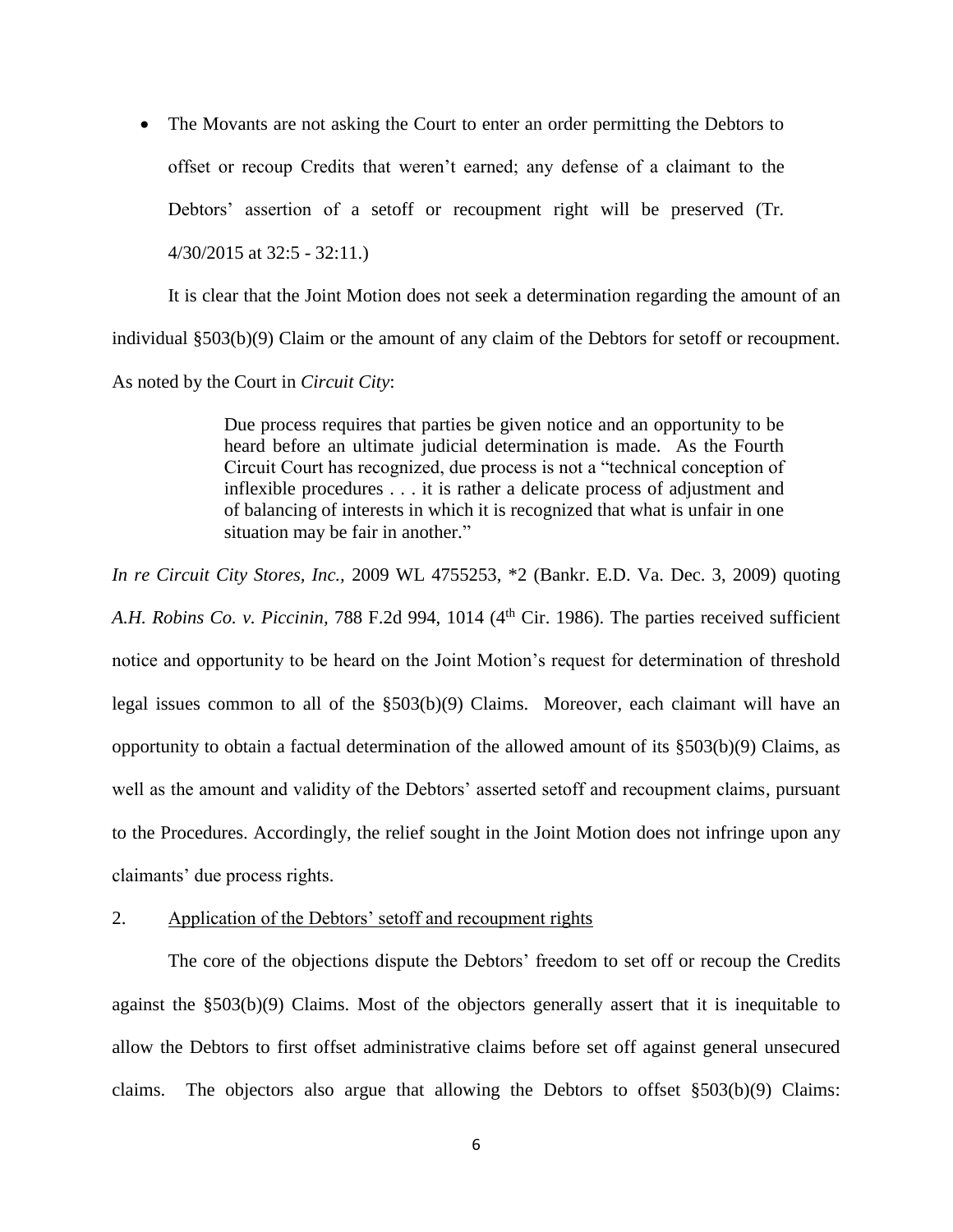- The Movants are not asking the Court to enter an order permitting the Debtors to offset or recoup Credits that weren't earned; any defense of a claimant to the Debtors' assertion of a setoff or recoupment right will be preserved (Tr. 4/30/2015 at 32:5 - 32:11.)

It is clear that the Joint Motion does not seek a determination regarding the amount of an individual §503(b)(9) Claim or the amount of any claim of the Debtors for setoff or recoupment. As noted by the Court in *Circuit City*:

> Due process requires that parties be given notice and an opportunity to be heard before an ultimate judicial determination is made. As the Fourth Circuit Court has recognized, due process is not a "technical conception of inflexible procedures . . . it is rather a delicate process of adjustment and of balancing of interests in which it is recognized that what is unfair in one situation may be fair in another."

*In re Circuit City Stores, Inc.*, 2009 WL 4755253, *2 (Bankr. E.D. Va. Dec. 3, 2009) quoting *A.H. Robins Co. v. Piccinin*, 788 F.2d 994, 1014 (4th Cir. 1986). The parties received sufficient notice and opportunity to be heard on the Joint Motion's request for determination of threshold legal issues common to all of the §503(b)(9) Claims. Moreover, each claimant will have an opportunity to obtain a factual determination of the allowed amount of its §503(b)(9) Claims, as well as the amount and validity of the Debtors' asserted setoff and recoupment claims, pursuant to the Procedures. Accordingly, the relief sought in the Joint Motion does not infringe upon any claimants' due process rights.

2. <u>Application of the Debtors' setoff and recoupment rights</u>

The core of the objections dispute the Debtors' freedom to set off or recoup the Credits against the §503(b)(9) Claims. Most of the objectors generally assert that it is inequitable to allow the Debtors to first offset administrative claims before set off against general unsecured claims. The objectors also argue that allowing the Debtors to offset §503(b)(9) Claims: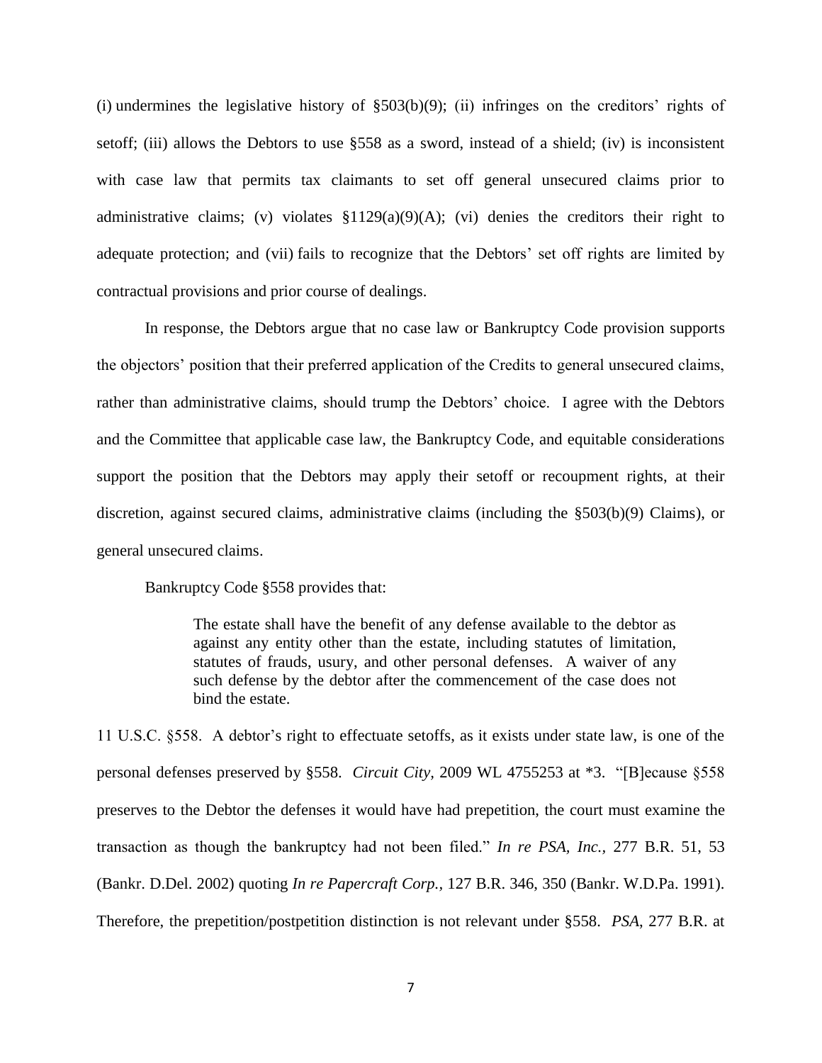(i) undermines the legislative history of §503(b)(9); (ii) infringes on the creditors' rights of setoff; (iii) allows the Debtors to use §558 as a sword, instead of a shield; (iv) is inconsistent with case law that permits tax claimants to set off general unsecured claims prior to administrative claims; (v) violates §1129(a)(9)(A); (vi) denies the creditors their right to adequate protection; and (vii) fails to recognize that the Debtors' set off rights are limited by contractual provisions and prior course of dealings.

In response, the Debtors argue that no case law or Bankruptcy Code provision supports the objectors' position that their preferred application of the Credits to general unsecured claims, rather than administrative claims, should trump the Debtors' choice. I agree with the Debtors and the Committee that applicable case law, the Bankruptcy Code, and equitable considerations support the position that the Debtors may apply their setoff or recoupment rights, at their discretion, against secured claims, administrative claims (including the §503(b)(9) Claims), or general unsecured claims.

Bankruptcy Code §558 provides that:

> The estate shall have the benefit of any defense available to the debtor as against any entity other than the estate, including statutes of limitation, statutes of frauds, usury, and other personal defenses. A waiver of any such defense by the debtor after the commencement of the case does not bind the estate.

11 U.S.C. §558. A debtor's right to effectuate setoffs, as it exists under state law, is one of the personal defenses preserved by §558. *Circuit City*, 2009 WL 4755253 at *3. "[B]ecause §558 preserves to the Debtor the defenses it would have had prepetition, the court must examine the transaction as though the bankruptcy had not been filed." *In re PSA, Inc.*, 277 B.R. 51, 53 (Bankr. D.Del. 2002) quoting *In re Papercraft Corp.*, 127 B.R. 346, 350 (Bankr. W.D.Pa. 1991). Therefore, the prepetition/postpetition distinction is not relevant under §558. *PSA*, 277 B.R. at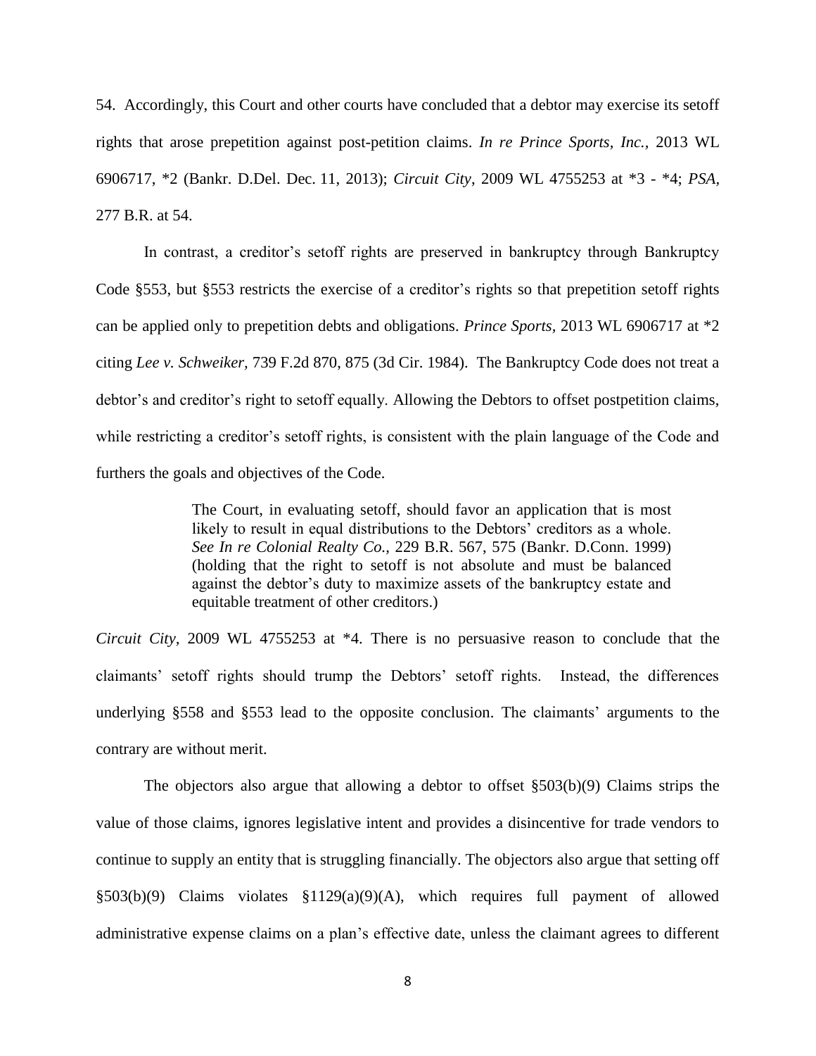54. Accordingly, this Court and other courts have concluded that a debtor may exercise its setoff rights that arose prepetition against post-petition claims. *In re Prince Sports, Inc.,* 2013 WL 6906717, *2 (Bankr. D.Del. Dec. 11, 2013); *Circuit City*, 2009 WL 4755253 at *3 - *4; *PSA*, 277 B.R. at 54.

In contrast, a creditor's setoff rights are preserved in bankruptcy through Bankruptcy Code §553, but §553 restricts the exercise of a creditor's rights so that prepetition setoff rights can be applied only to prepetition debts and obligations. *Prince Sports*, 2013 WL 6906717 at *2 citing *Lee v. Schweiker*, 739 F.2d 870, 875 (3d Cir. 1984). The Bankruptcy Code does not treat a debtor's and creditor's right to setoff equally. Allowing the Debtors to offset postpetition claims, while restricting a creditor's setoff rights, is consistent with the plain language of the Code and furthers the goals and objectives of the Code.

> The Court, in evaluating setoff, should favor an application that is most likely to result in equal distributions to the Debtors' creditors as a whole. *See In re Colonial Realty Co.,* 229 B.R. 567, 575 (Bankr. D.Conn. 1999) (holding that the right to setoff is not absolute and must be balanced against the debtor's duty to maximize assets of the bankruptcy estate and equitable treatment of other creditors.)

*Circuit City*, 2009 WL 4755253 at *4. There is no persuasive reason to conclude that the claimants' setoff rights should trump the Debtors' setoff rights. Instead, the differences underlying §558 and §553 lead to the opposite conclusion. The claimants' arguments to the contrary are without merit.

The objectors also argue that allowing a debtor to offset §503(b)(9) Claims strips the value of those claims, ignores legislative intent and provides a disincentive for trade vendors to continue to supply an entity that is struggling financially. The objectors also argue that setting off §503(b)(9) Claims violates §1129(a)(9)(A), which requires full payment of allowed administrative expense claims on a plan's effective date, unless the claimant agrees to different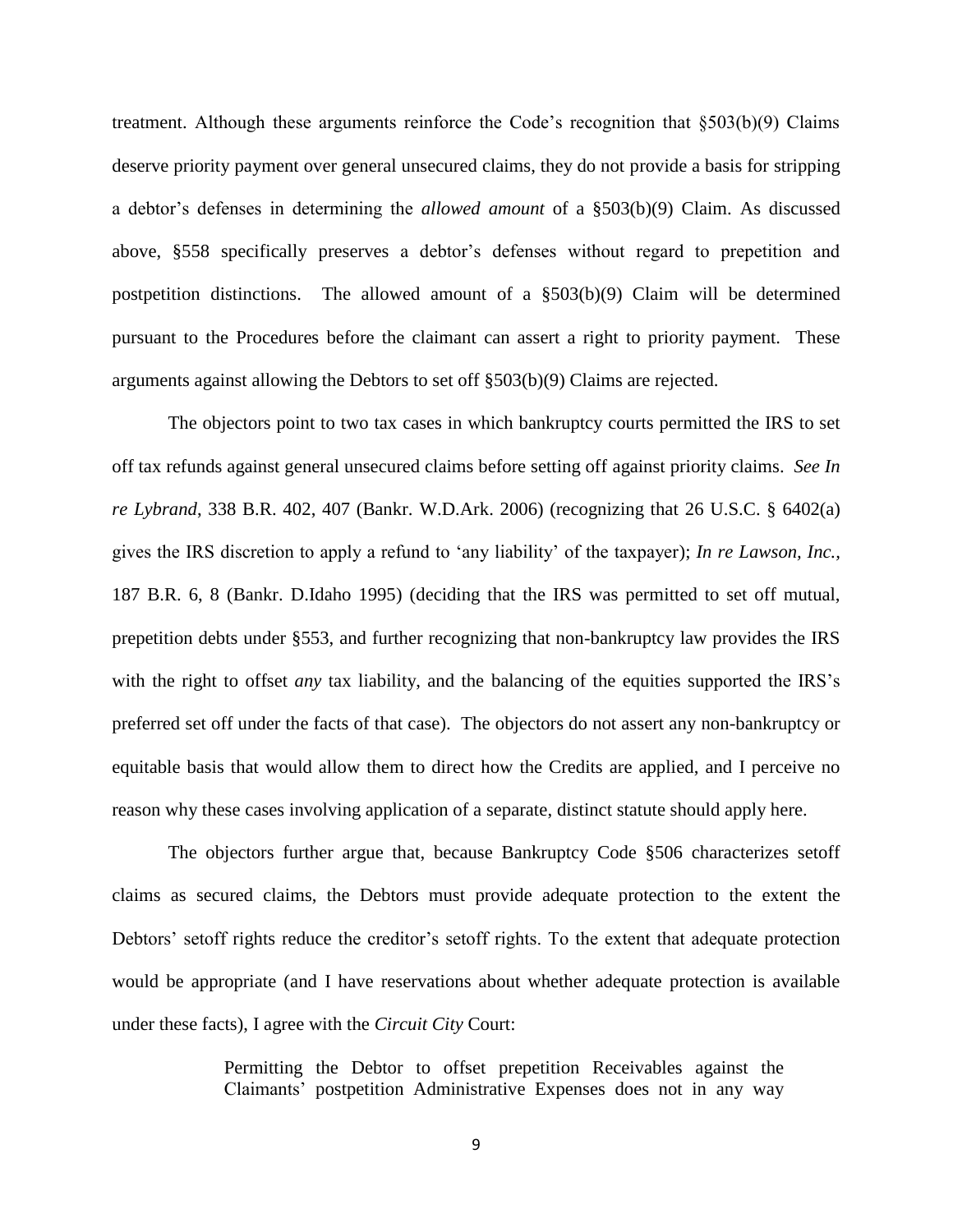treatment. Although these arguments reinforce the Code's recognition that §503(b)(9) Claims deserve priority payment over general unsecured claims, they do not provide a basis for stripping a debtor's defenses in determining the *allowed amount* of a §503(b)(9) Claim. As discussed above, §558 specifically preserves a debtor's defenses without regard to prepetition and postpetition distinctions. The allowed amount of a §503(b)(9) Claim will be determined pursuant to the Procedures before the claimant can assert a right to priority payment. These arguments against allowing the Debtors to set off §503(b)(9) Claims are rejected.

The objectors point to two tax cases in which bankruptcy courts permitted the IRS to set off tax refunds against general unsecured claims before setting off against priority claims. *See In re Lybrand*, 338 B.R. 402, 407 (Bankr. W.D.Ark. 2006) (recognizing that 26 U.S.C. § 6402(a) gives the IRS discretion to apply a refund to 'any liability' of the taxpayer); *In re Lawson, Inc.,* 187 B.R. 6, 8 (Bankr. D.Idaho 1995) (deciding that the IRS was permitted to set off mutual, prepetition debts under §553, and further recognizing that non-bankruptcy law provides the IRS with the right to offset *any* tax liability, and the balancing of the equities supported the IRS's preferred set off under the facts of that case). The objectors do not assert any non-bankruptcy or equitable basis that would allow them to direct how the Credits are applied, and I perceive no reason why these cases involving application of a separate, distinct statute should apply here.

The objectors further argue that, because Bankruptcy Code §506 characterizes setoff claims as secured claims, the Debtors must provide adequate protection to the extent the Debtors' setoff rights reduce the creditor's setoff rights. To the extent that adequate protection would be appropriate (and I have reservations about whether adequate protection is available under these facts), I agree with the *Circuit City* Court:

> Permitting the Debtor to offset prepetition Receivables against the Claimants' postpetition Administrative Expenses does not in any way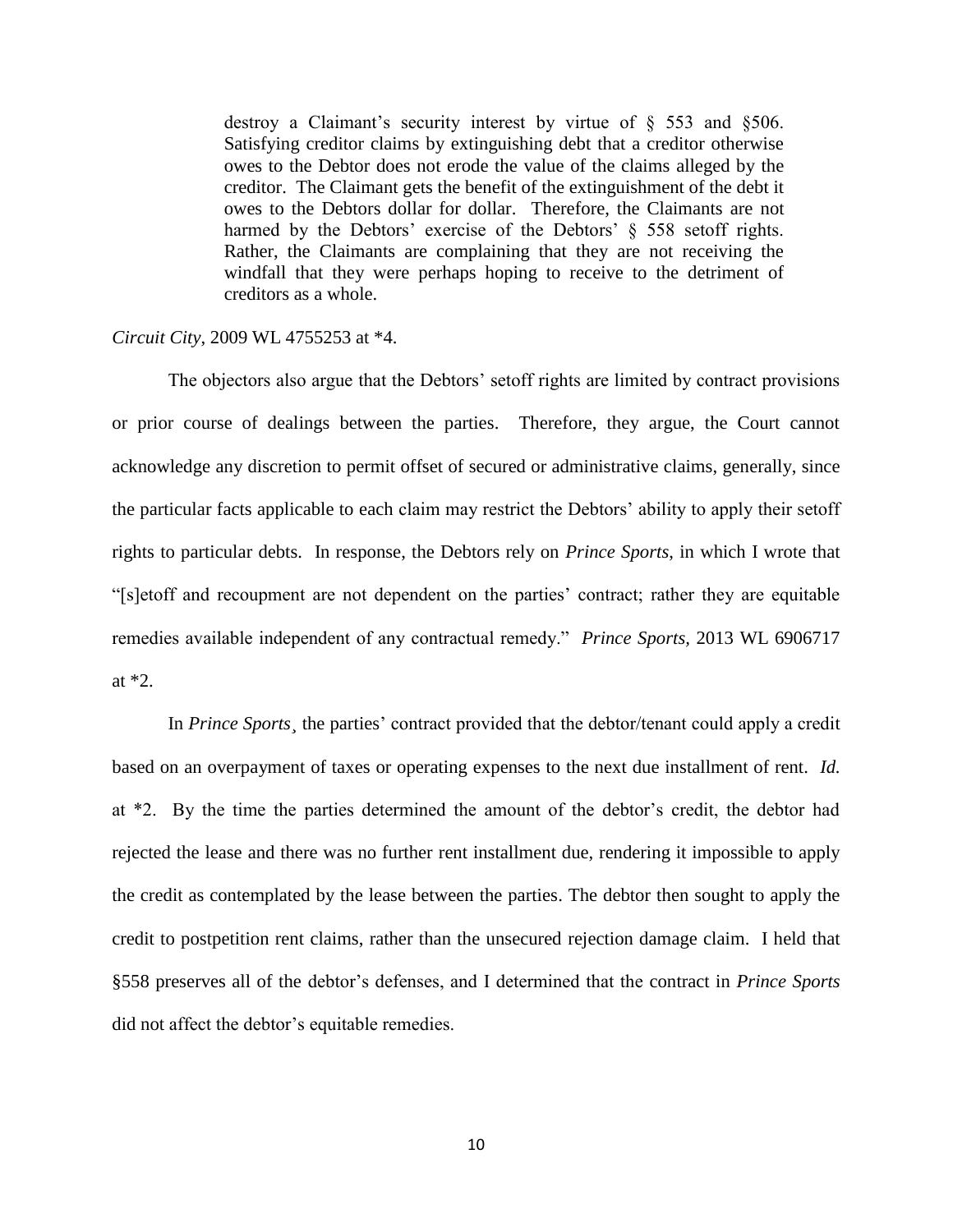> destroy a Claimant's security interest by virtue of § 553 and §506. Satisfying creditor claims by extinguishing debt that a creditor otherwise owes to the Debtor does not erode the value of the claims alleged by the creditor. The Claimant gets the benefit of the extinguishment of the debt it owes to the Debtors dollar for dollar. Therefore, the Claimants are not harmed by the Debtors' exercise of the Debtors' § 558 setoff rights. Rather, the Claimants are complaining that they are not receiving the windfall that they were perhaps hoping to receive to the detriment of creditors as a whole.

*Circuit City*, 2009 WL 4755253 at *4.

The objectors also argue that the Debtors' setoff rights are limited by contract provisions or prior course of dealings between the parties. Therefore, they argue, the Court cannot acknowledge any discretion to permit offset of secured or administrative claims, generally, since the particular facts applicable to each claim may restrict the Debtors' ability to apply their setoff rights to particular debts. In response, the Debtors rely on *Prince Sports*, in which I wrote that "[s]etoff and recoupment are not dependent on the parties' contract; rather they are equitable remedies available independent of any contractual remedy." *Prince Sports,* 2013 WL 6906717 at *2.

In *Prince Sports*¸ the parties' contract provided that the debtor/tenant could apply a credit based on an overpayment of taxes or operating expenses to the next due installment of rent. *Id.* at *2. By the time the parties determined the amount of the debtor's credit, the debtor had rejected the lease and there was no further rent installment due, rendering it impossible to apply the credit as contemplated by the lease between the parties. The debtor then sought to apply the credit to postpetition rent claims, rather than the unsecured rejection damage claim. I held that §558 preserves all of the debtor's defenses, and I determined that the contract in *Prince Sports* did not affect the debtor's equitable remedies.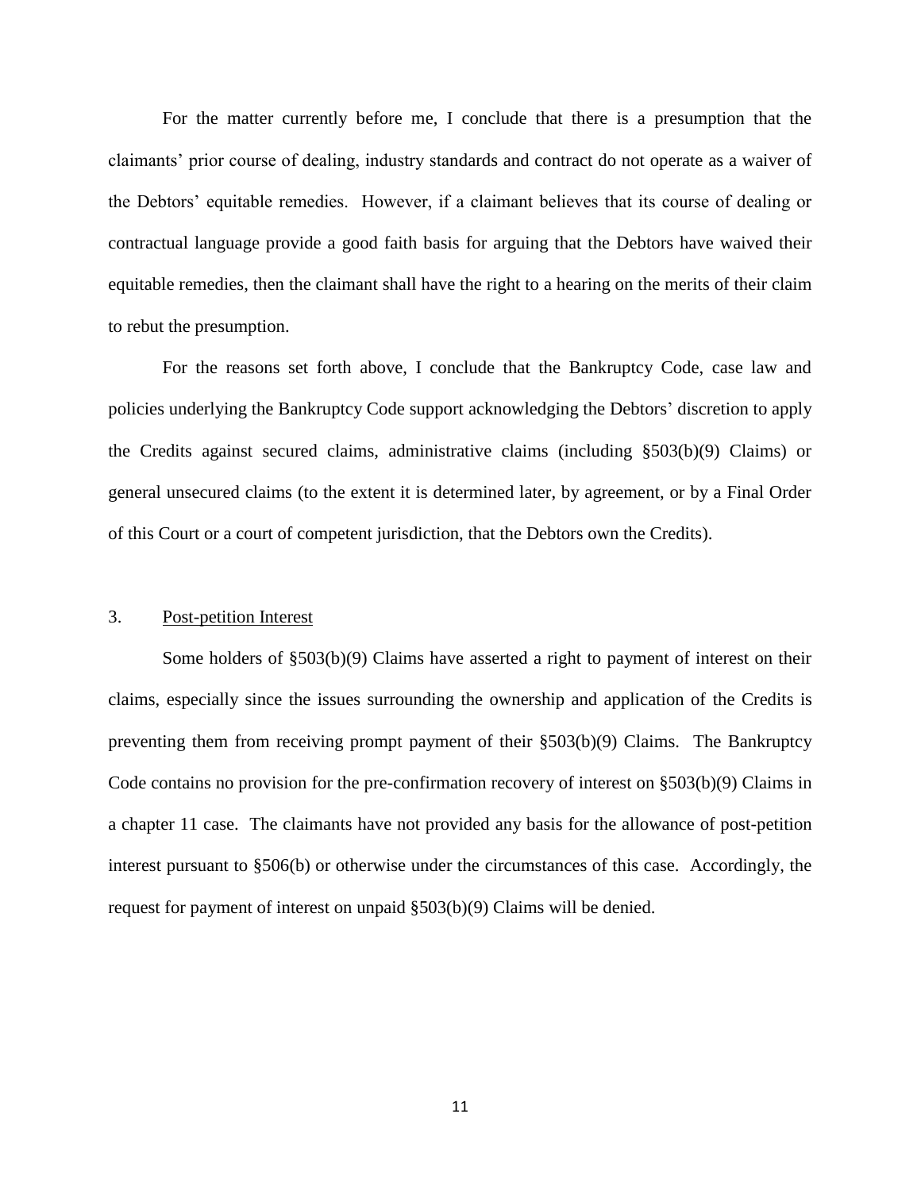For the matter currently before me, I conclude that there is a presumption that the claimants' prior course of dealing, industry standards and contract do not operate as a waiver of the Debtors' equitable remedies. However, if a claimant believes that its course of dealing or contractual language provide a good faith basis for arguing that the Debtors have waived their equitable remedies, then the claimant shall have the right to a hearing on the merits of their claim to rebut the presumption.

For the reasons set forth above, I conclude that the Bankruptcy Code, case law and policies underlying the Bankruptcy Code support acknowledging the Debtors' discretion to apply the Credits against secured claims, administrative claims (including §503(b)(9) Claims) or general unsecured claims (to the extent it is determined later, by agreement, or by a Final Order of this Court or a court of competent jurisdiction, that the Debtors own the Credits).

3. <u>Post-petition Interest</u>

Some holders of §503(b)(9) Claims have asserted a right to payment of interest on their claims, especially since the issues surrounding the ownership and application of the Credits is preventing them from receiving prompt payment of their §503(b)(9) Claims. The Bankruptcy Code contains no provision for the pre-confirmation recovery of interest on §503(b)(9) Claims in a chapter 11 case. The claimants have not provided any basis for the allowance of post-petition interest pursuant to §506(b) or otherwise under the circumstances of this case. Accordingly, the request for payment of interest on unpaid §503(b)(9) Claims will be denied.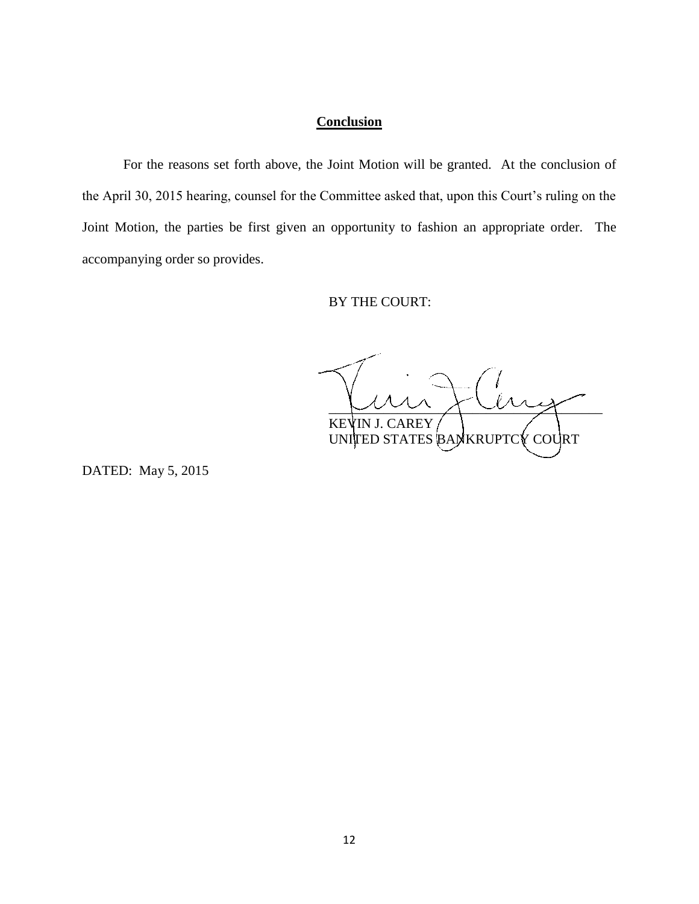## Conclusion

For the reasons set forth above, the Joint Motion will be granted. At the conclusion of the April 30, 2015 hearing, counsel for the Committee asked that, upon this Court's ruling on the Joint Motion, the parties be first given an opportunity to fashion an appropriate order. The accompanying order so provides.

BY THE COURT:

KEVIN J. CAREY
UNITED STATES BANKRUPTCY COURT

DATED: May 5, 2015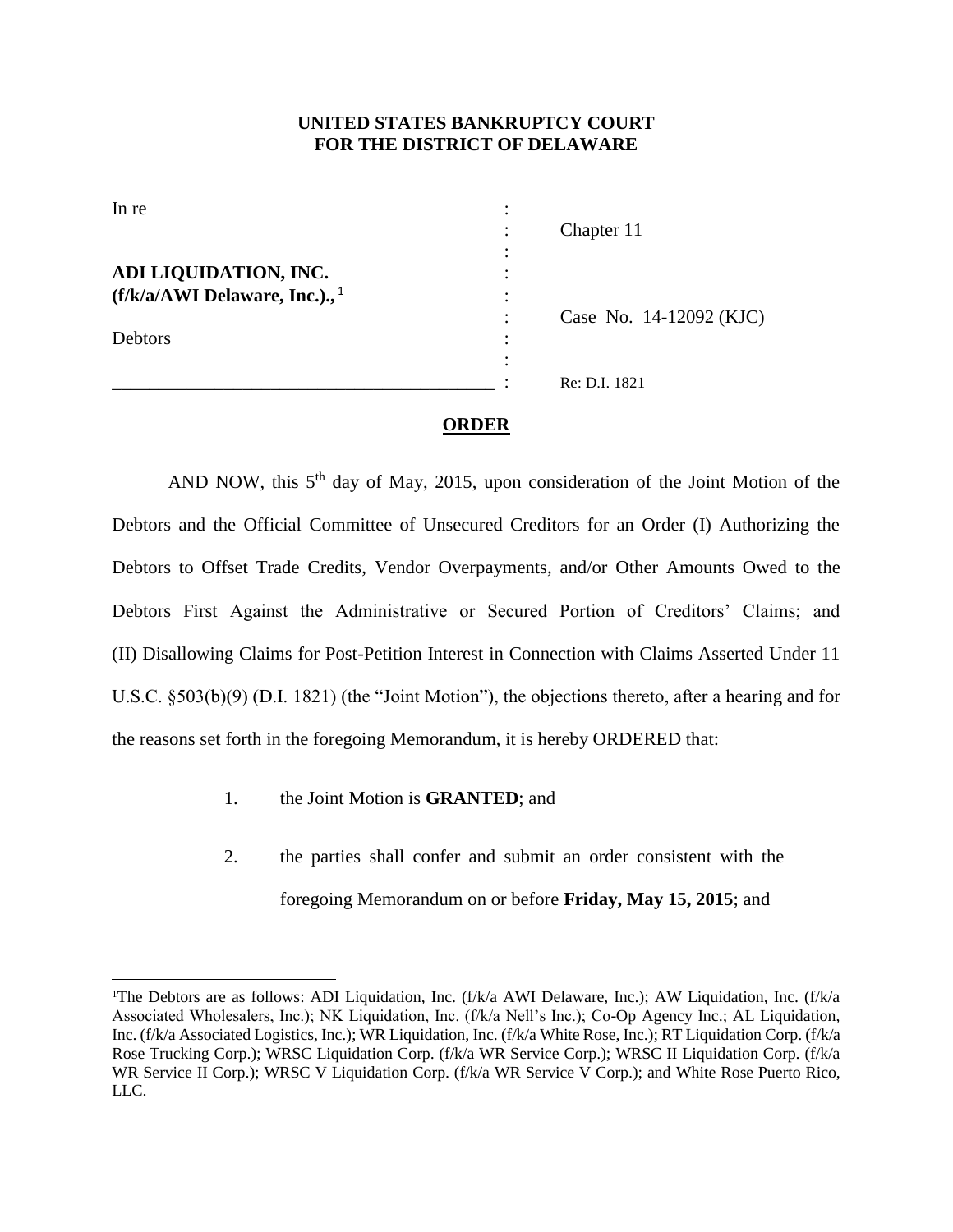**UNITED STATES BANKRUPTCY COURT**
**FOR THE DISTRICT OF DELAWARE**

| | | |
|---|---|---|
| In re | : | |
| | : | Chapter 11 |
| | : | |
| **ADI LIQUIDATION, INC.** | : | |
| **(f/k/a/AWI Delaware, Inc.).,** [1] | : | |
| | : | Case No. 14-12092 (KJC) |
| Debtors | : | |
| | : | |
| ___________________________________________ | : | Re: D.I. 1821 |

## **ORDER**

AND NOW, this 5th day of May, 2015, upon consideration of the Joint Motion of the Debtors and the Official Committee of Unsecured Creditors for an Order (I) Authorizing the Debtors to Offset Trade Credits, Vendor Overpayments, and/or Other Amounts Owed to the Debtors First Against the Administrative or Secured Portion of Creditors' Claims; and (II) Disallowing Claims for Post-Petition Interest in Connection with Claims Asserted Under 11 U.S.C. §503(b)(9) (D.I. 1821) (the "Joint Motion"), the objections thereto, after a hearing and for the reasons set forth in the foregoing Memorandum, it is hereby ORDERED that:

1. the Joint Motion is **GRANTED**; and

2. the parties shall confer and submit an order consistent with the foregoing Memorandum on or before **Friday, May 15, 2015**; and

---

[1]The Debtors are as follows: ADI Liquidation, Inc. (f/k/a AWI Delaware, Inc.); AW Liquidation, Inc. (f/k/a Associated Wholesalers, Inc.); NK Liquidation, Inc. (f/k/a Nell's Inc.); Co-Op Agency Inc.; AL Liquidation, Inc. (f/k/a Associated Logistics, Inc.); WR Liquidation, Inc. (f/k/a White Rose, Inc.); RT Liquidation Corp. (f/k/a Rose Trucking Corp.); WRSC Liquidation Corp. (f/k/a WR Service Corp.); WRSC II Liquidation Corp. (f/k/a WR Service II Corp.); WRSC V Liquidation Corp. (f/k/a WR Service V Corp.); and White Rose Puerto Rico, LLC.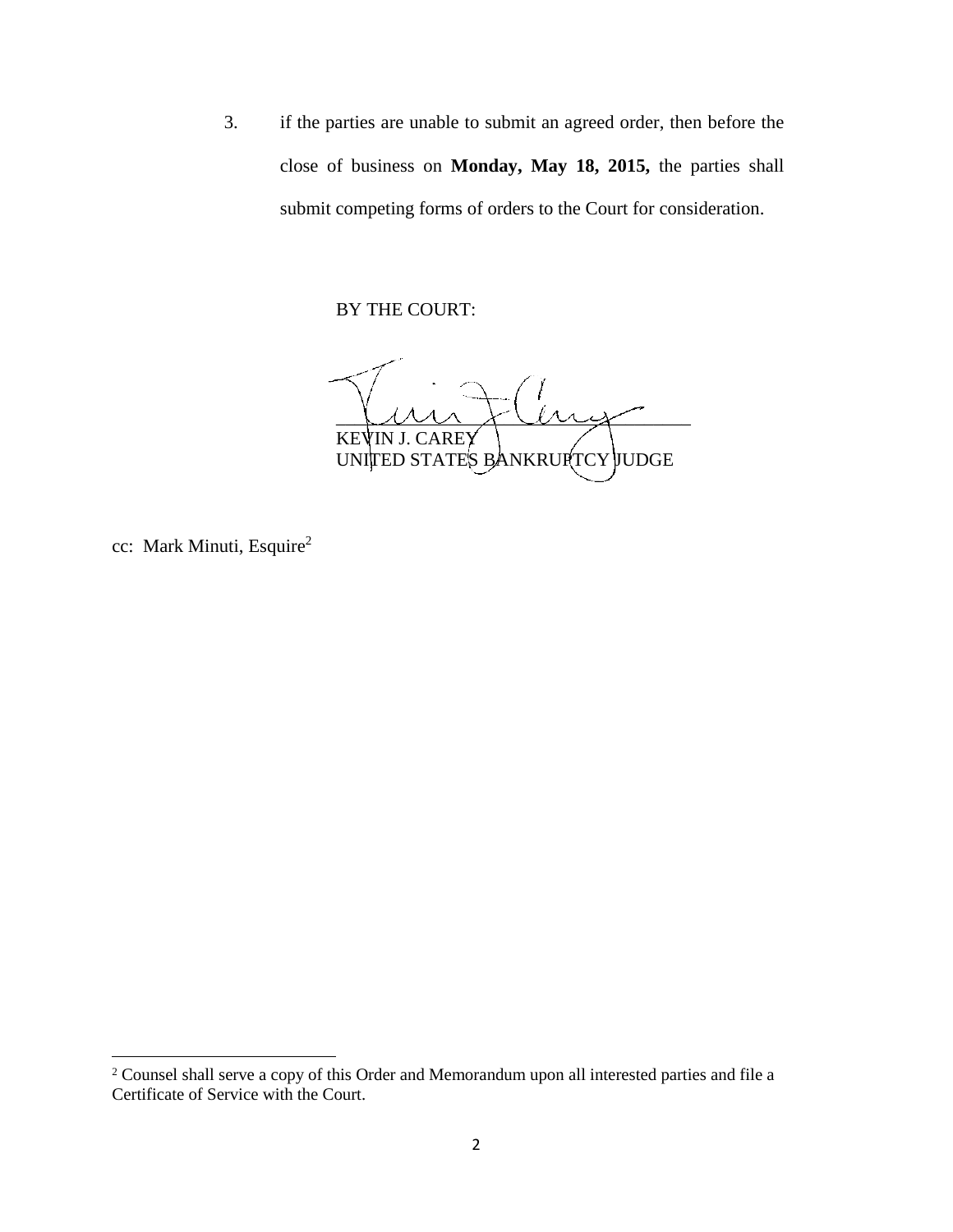3. if the parties are unable to submit an agreed order, then before the close of business on **Monday, May 18, 2015,** the parties shall submit competing forms of orders to the Court for consideration.

BY THE COURT:

KEVIN J. CAREY
UNITED STATES BANKRUPTCY JUDGE

cc: Mark Minuti, Esquire[2]

---

[2] Counsel shall serve a copy of this Order and Memorandum upon all interested parties and file a Certificate of Service with the Court.